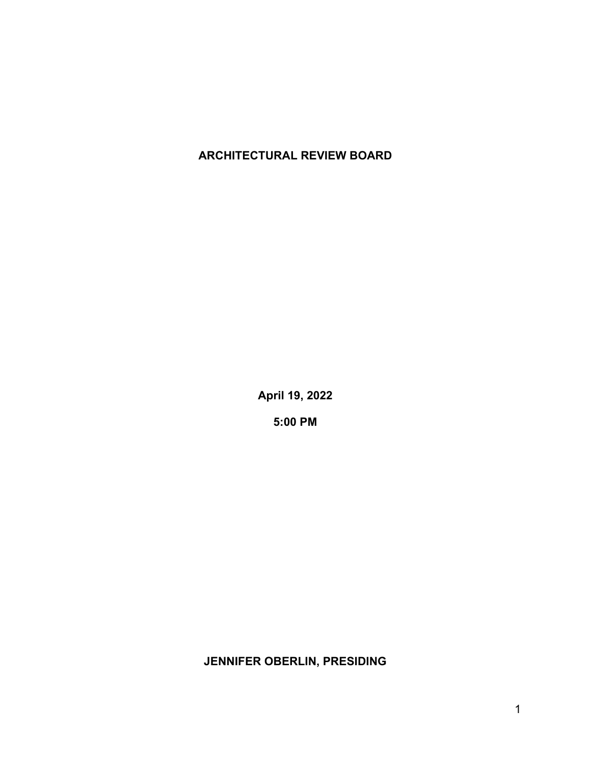# ARCHITECTURAL REVIEW BOARD

**April 19, 2022**

**5:00 PM**

**JENNIFER OBERLIN, PRESIDING**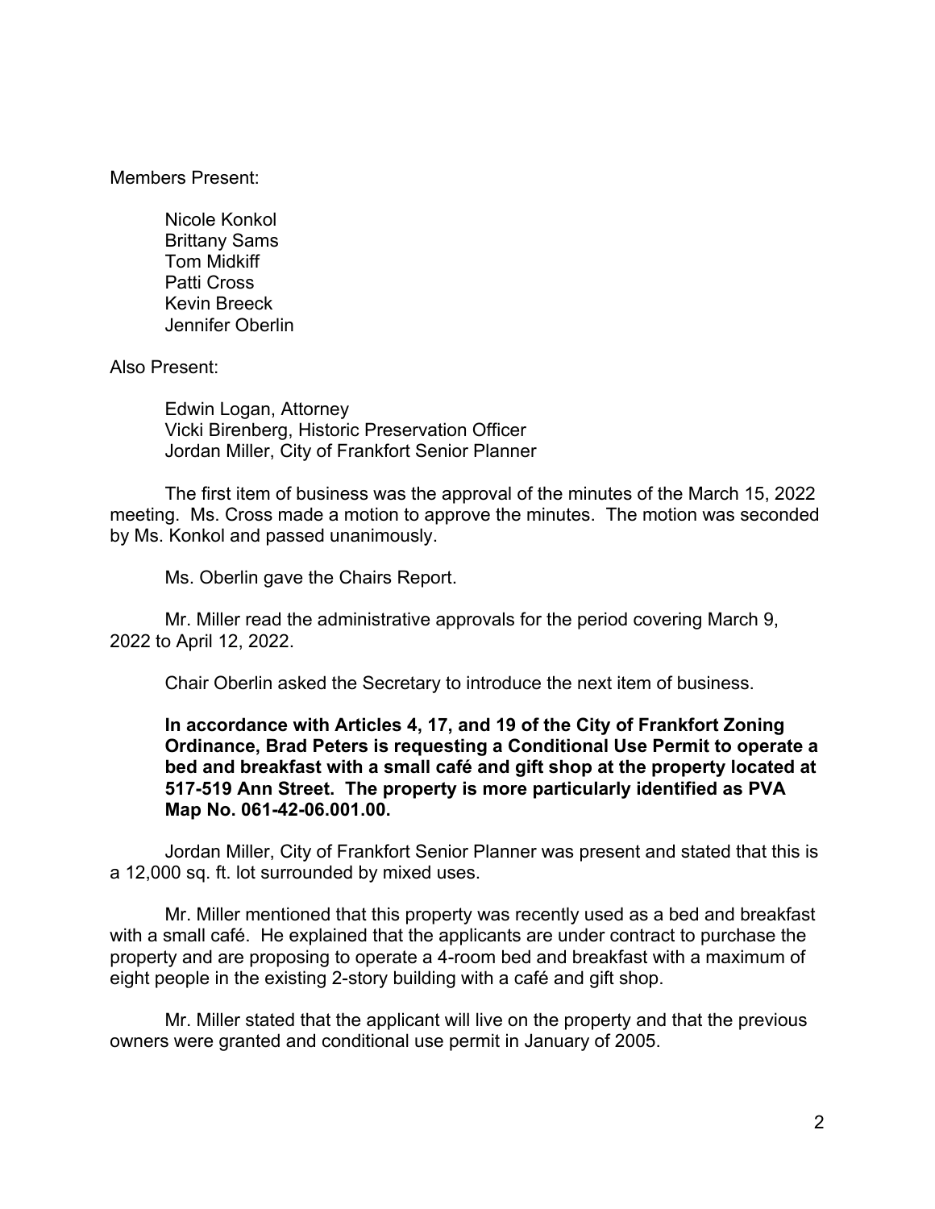Members Present:

Nicole Konkol
Brittany Sams
Tom Midkiff
Patti Cross
Kevin Breeck
Jennifer Oberlin

Also Present:

Edwin Logan, Attorney
Vicki Birenberg, Historic Preservation Officer
Jordan Miller, City of Frankfort Senior Planner

The first item of business was the approval of the minutes of the March 15, 2022 meeting. Ms. Cross made a motion to approve the minutes. The motion was seconded by Ms. Konkol and passed unanimously.

Ms. Oberlin gave the Chairs Report.

Mr. Miller read the administrative approvals for the period covering March 9, 2022 to April 12, 2022.

Chair Oberlin asked the Secretary to introduce the next item of business.

**In accordance with Articles 4, 17, and 19 of the City of Frankfort Zoning Ordinance, Brad Peters is requesting a Conditional Use Permit to operate a bed and breakfast with a small café and gift shop at the property located at 517-519 Ann Street. The property is more particularly identified as PVA Map No. 061-42-06.001.00.**

Jordan Miller, City of Frankfort Senior Planner was present and stated that this is a 12,000 sq. ft. lot surrounded by mixed uses.

Mr. Miller mentioned that this property was recently used as a bed and breakfast with a small café. He explained that the applicants are under contract to purchase the property and are proposing to operate a 4-room bed and breakfast with a maximum of eight people in the existing 2-story building with a café and gift shop.

Mr. Miller stated that the applicant will live on the property and that the previous owners were granted and conditional use permit in January of 2005.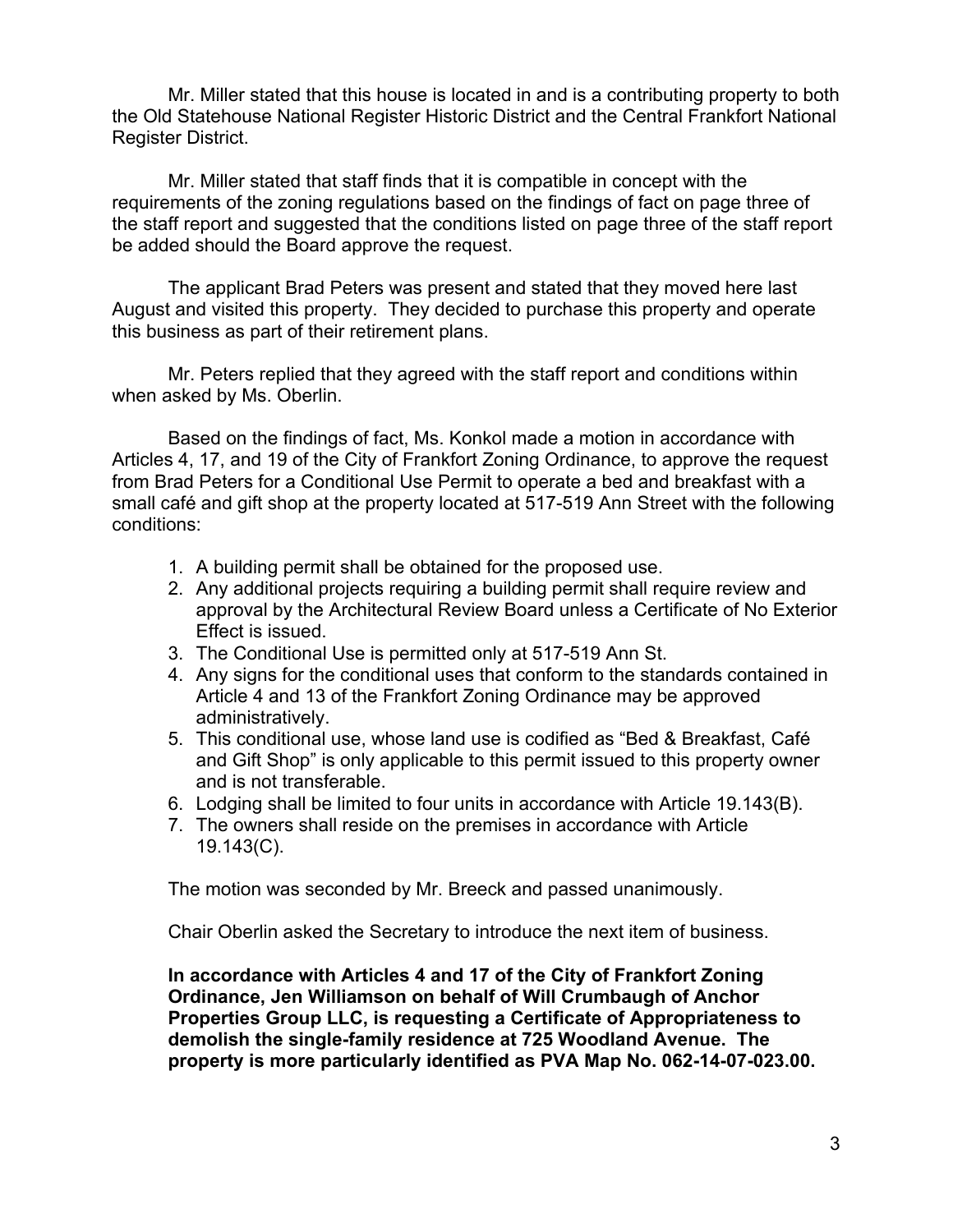Mr. Miller stated that this house is located in and is a contributing property to both the Old Statehouse National Register Historic District and the Central Frankfort National Register District.

Mr. Miller stated that staff finds that it is compatible in concept with the requirements of the zoning regulations based on the findings of fact on page three of the staff report and suggested that the conditions listed on page three of the staff report be added should the Board approve the request.

The applicant Brad Peters was present and stated that they moved here last August and visited this property. They decided to purchase this property and operate this business as part of their retirement plans.

Mr. Peters replied that they agreed with the staff report and conditions within when asked by Ms. Oberlin.

Based on the findings of fact, Ms. Konkol made a motion in accordance with Articles 4, 17, and 19 of the City of Frankfort Zoning Ordinance, to approve the request from Brad Peters for a Conditional Use Permit to operate a bed and breakfast with a small café and gift shop at the property located at 517-519 Ann Street with the following conditions:

1. A building permit shall be obtained for the proposed use.
2. Any additional projects requiring a building permit shall require review and approval by the Architectural Review Board unless a Certificate of No Exterior Effect is issued.
3. The Conditional Use is permitted only at 517-519 Ann St.
4. Any signs for the conditional uses that conform to the standards contained in Article 4 and 13 of the Frankfort Zoning Ordinance may be approved administratively.
5. This conditional use, whose land use is codified as "Bed & Breakfast, Café and Gift Shop" is only applicable to this permit issued to this property owner and is not transferable.
6. Lodging shall be limited to four units in accordance with Article 19.143(B).
7. The owners shall reside on the premises in accordance with Article 19.143(C).

The motion was seconded by Mr. Breeck and passed unanimously.

Chair Oberlin asked the Secretary to introduce the next item of business.

**In accordance with Articles 4 and 17 of the City of Frankfort Zoning Ordinance, Jen Williamson on behalf of Will Crumbaugh of Anchor Properties Group LLC, is requesting a Certificate of Appropriateness to demolish the single-family residence at 725 Woodland Avenue. The property is more particularly identified as PVA Map No. 062-14-07-023.00.**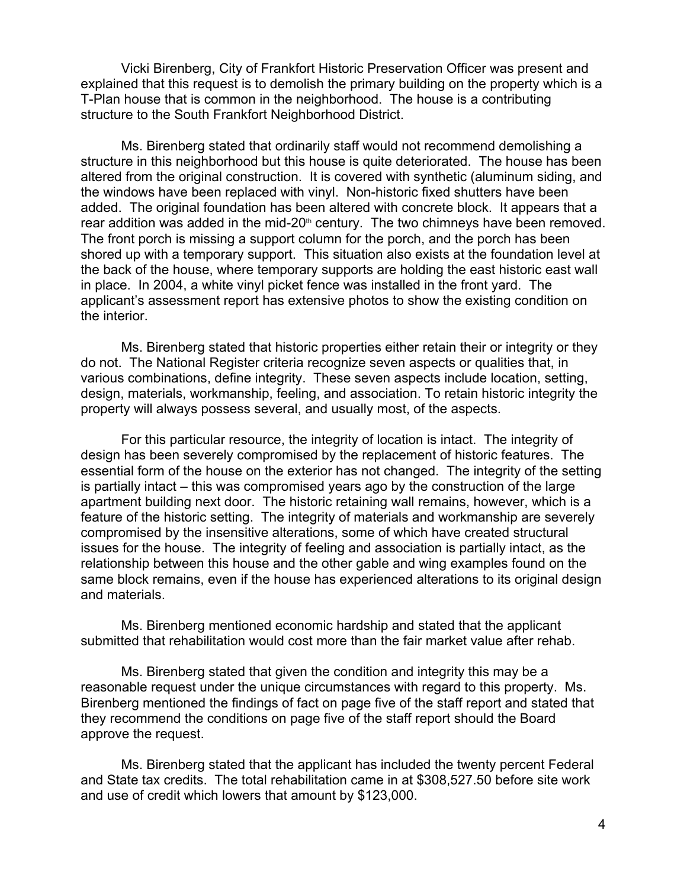Vicki Birenberg, City of Frankfort Historic Preservation Officer was present and explained that this request is to demolish the primary building on the property which is a T-Plan house that is common in the neighborhood. The house is a contributing structure to the South Frankfort Neighborhood District.

Ms. Birenberg stated that ordinarily staff would not recommend demolishing a structure in this neighborhood but this house is quite deteriorated. The house has been altered from the original construction. It is covered with synthetic (aluminum siding, and the windows have been replaced with vinyl. Non-historic fixed shutters have been added. The original foundation has been altered with concrete block. It appears that a rear addition was added in the mid-20th century. The two chimneys have been removed. The front porch is missing a support column for the porch, and the porch has been shored up with a temporary support. This situation also exists at the foundation level at the back of the house, where temporary supports are holding the east historic east wall in place. In 2004, a white vinyl picket fence was installed in the front yard. The applicant's assessment report has extensive photos to show the existing condition on the interior.

Ms. Birenberg stated that historic properties either retain their or integrity or they do not. The National Register criteria recognize seven aspects or qualities that, in various combinations, define integrity. These seven aspects include location, setting, design, materials, workmanship, feeling, and association. To retain historic integrity the property will always possess several, and usually most, of the aspects.

For this particular resource, the integrity of location is intact. The integrity of design has been severely compromised by the replacement of historic features. The essential form of the house on the exterior has not changed. The integrity of the setting is partially intact – this was compromised years ago by the construction of the large apartment building next door. The historic retaining wall remains, however, which is a feature of the historic setting. The integrity of materials and workmanship are severely compromised by the insensitive alterations, some of which have created structural issues for the house. The integrity of feeling and association is partially intact, as the relationship between this house and the other gable and wing examples found on the same block remains, even if the house has experienced alterations to its original design and materials.

Ms. Birenberg mentioned economic hardship and stated that the applicant submitted that rehabilitation would cost more than the fair market value after rehab.

Ms. Birenberg stated that given the condition and integrity this may be a reasonable request under the unique circumstances with regard to this property. Ms. Birenberg mentioned the findings of fact on page five of the staff report and stated that they recommend the conditions on page five of the staff report should the Board approve the request.

Ms. Birenberg stated that the applicant has included the twenty percent Federal and State tax credits. The total rehabilitation came in at $308,527.50 before site work and use of credit which lowers that amount by $123,000.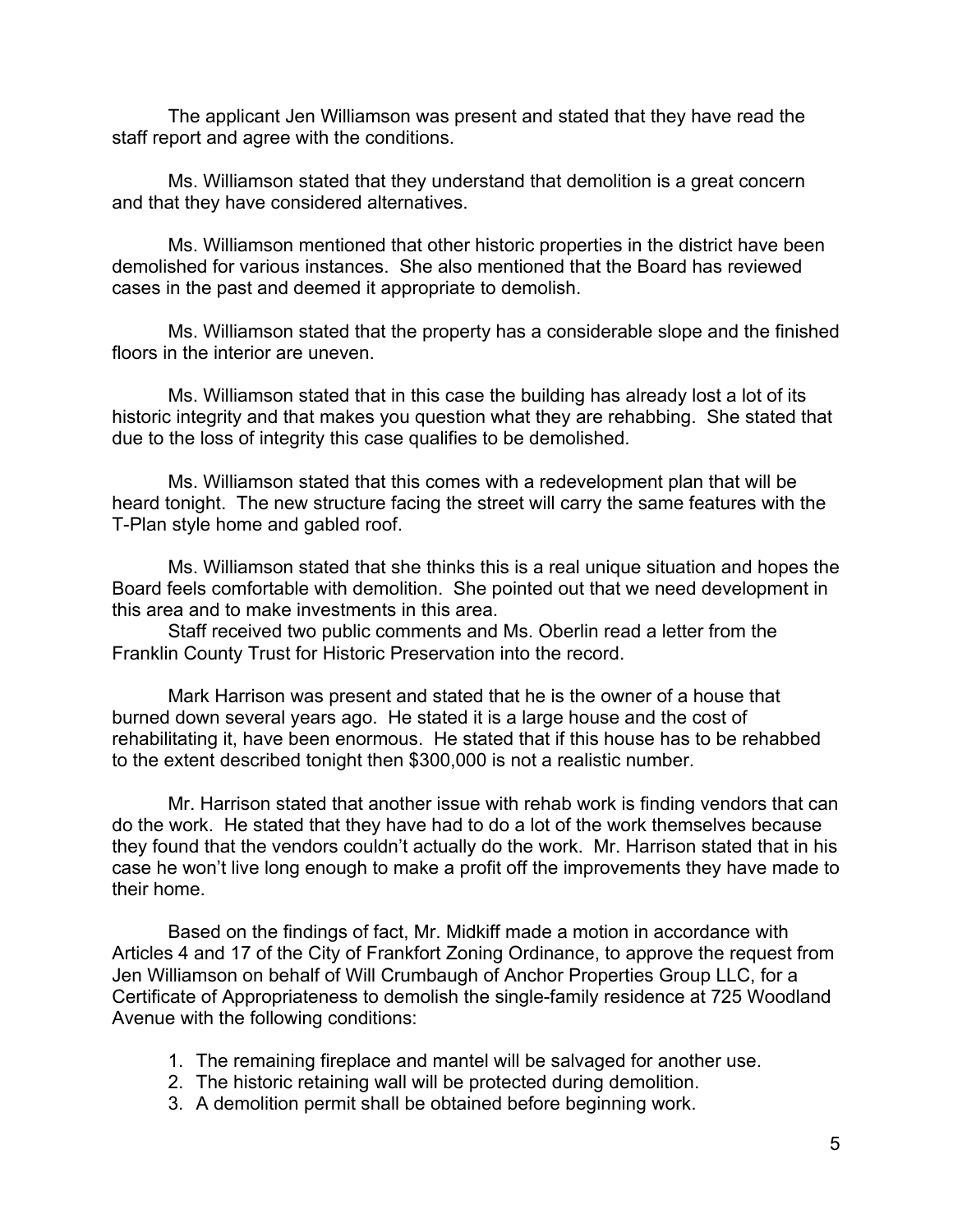The applicant Jen Williamson was present and stated that they have read the staff report and agree with the conditions.

Ms. Williamson stated that they understand that demolition is a great concern and that they have considered alternatives.

Ms. Williamson mentioned that other historic properties in the district have been demolished for various instances. She also mentioned that the Board has reviewed cases in the past and deemed it appropriate to demolish.

Ms. Williamson stated that the property has a considerable slope and the finished floors in the interior are uneven.

Ms. Williamson stated that in this case the building has already lost a lot of its historic integrity and that makes you question what they are rehabbing. She stated that due to the loss of integrity this case qualifies to be demolished.

Ms. Williamson stated that this comes with a redevelopment plan that will be heard tonight. The new structure facing the street will carry the same features with the T-Plan style home and gabled roof.

Ms. Williamson stated that she thinks this is a real unique situation and hopes the Board feels comfortable with demolition. She pointed out that we need development in this area and to make investments in this area.

Staff received two public comments and Ms. Oberlin read a letter from the Franklin County Trust for Historic Preservation into the record.

Mark Harrison was present and stated that he is the owner of a house that burned down several years ago. He stated it is a large house and the cost of rehabilitating it, have been enormous. He stated that if this house has to be rehabbed to the extent described tonight then $300,000 is not a realistic number.

Mr. Harrison stated that another issue with rehab work is finding vendors that can do the work. He stated that they have had to do a lot of the work themselves because they found that the vendors couldn't actually do the work. Mr. Harrison stated that in his case he won't live long enough to make a profit off the improvements they have made to their home.

Based on the findings of fact, Mr. Midkiff made a motion in accordance with Articles 4 and 17 of the City of Frankfort Zoning Ordinance, to approve the request from Jen Williamson on behalf of Will Crumbaugh of Anchor Properties Group LLC, for a Certificate of Appropriateness to demolish the single-family residence at 725 Woodland Avenue with the following conditions:

1. The remaining fireplace and mantel will be salvaged for another use.
2. The historic retaining wall will be protected during demolition.
3. A demolition permit shall be obtained before beginning work.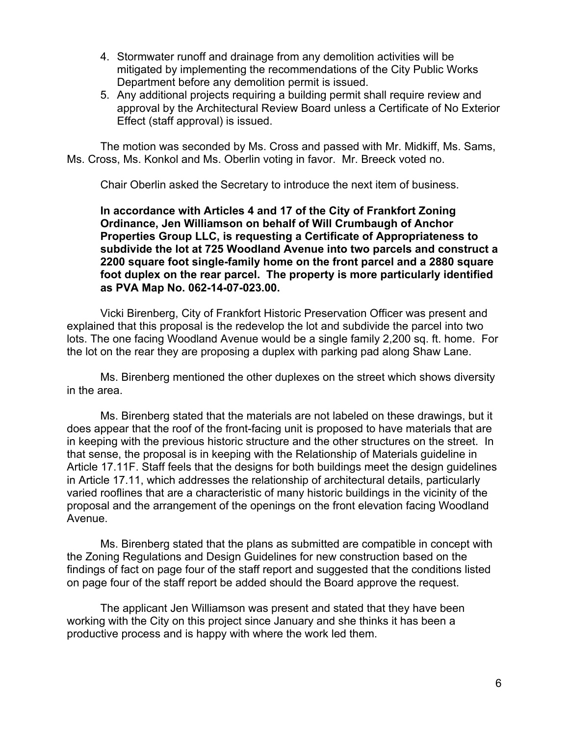4. Stormwater runoff and drainage from any demolition activities will be mitigated by implementing the recommendations of the City Public Works Department before any demolition permit is issued.
5. Any additional projects requiring a building permit shall require review and approval by the Architectural Review Board unless a Certificate of No Exterior Effect (staff approval) is issued.

The motion was seconded by Ms. Cross and passed with Mr. Midkiff, Ms. Sams, Ms. Cross, Ms. Konkol and Ms. Oberlin voting in favor. Mr. Breeck voted no.

Chair Oberlin asked the Secretary to introduce the next item of business.

**In accordance with Articles 4 and 17 of the City of Frankfort Zoning Ordinance, Jen Williamson on behalf of Will Crumbaugh of Anchor Properties Group LLC, is requesting a Certificate of Appropriateness to subdivide the lot at 725 Woodland Avenue into two parcels and construct a 2200 square foot single-family home on the front parcel and a 2880 square foot duplex on the rear parcel. The property is more particularly identified as PVA Map No. 062-14-07-023.00.**

Vicki Birenberg, City of Frankfort Historic Preservation Officer was present and explained that this proposal is the redevelop the lot and subdivide the parcel into two lots. The one facing Woodland Avenue would be a single family 2,200 sq. ft. home. For the lot on the rear they are proposing a duplex with parking pad along Shaw Lane.

Ms. Birenberg mentioned the other duplexes on the street which shows diversity in the area.

Ms. Birenberg stated that the materials are not labeled on these drawings, but it does appear that the roof of the front-facing unit is proposed to have materials that are in keeping with the previous historic structure and the other structures on the street. In that sense, the proposal is in keeping with the Relationship of Materials guideline in Article 17.11F. Staff feels that the designs for both buildings meet the design guidelines in Article 17.11, which addresses the relationship of architectural details, particularly varied rooflines that are a characteristic of many historic buildings in the vicinity of the proposal and the arrangement of the openings on the front elevation facing Woodland Avenue.

Ms. Birenberg stated that the plans as submitted are compatible in concept with the Zoning Regulations and Design Guidelines for new construction based on the findings of fact on page four of the staff report and suggested that the conditions listed on page four of the staff report be added should the Board approve the request.

The applicant Jen Williamson was present and stated that they have been working with the City on this project since January and she thinks it has been a productive process and is happy with where the work led them.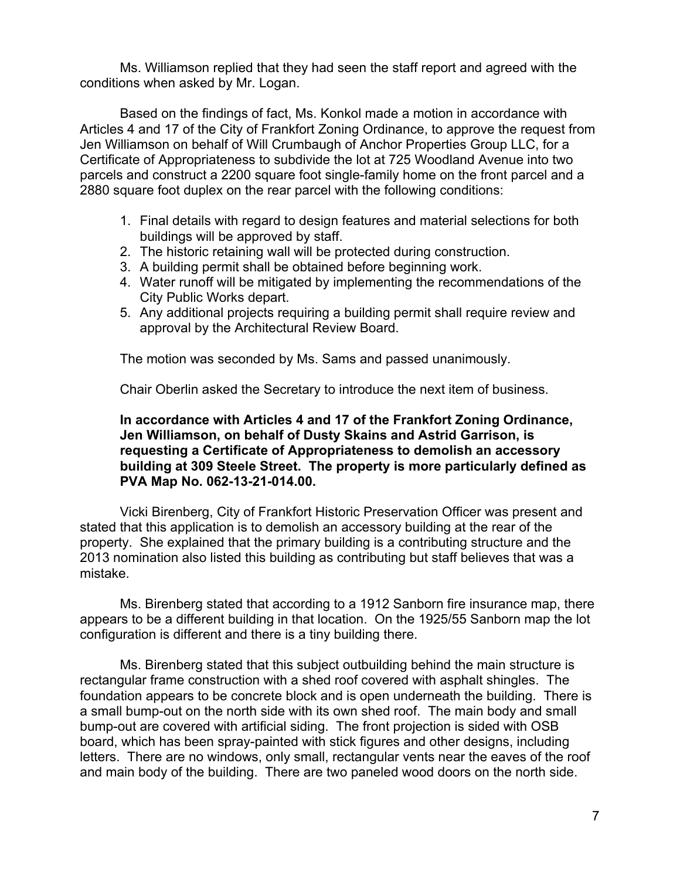Ms. Williamson replied that they had seen the staff report and agreed with the conditions when asked by Mr. Logan.

Based on the findings of fact, Ms. Konkol made a motion in accordance with Articles 4 and 17 of the City of Frankfort Zoning Ordinance, to approve the request from Jen Williamson on behalf of Will Crumbaugh of Anchor Properties Group LLC, for a Certificate of Appropriateness to subdivide the lot at 725 Woodland Avenue into two parcels and construct a 2200 square foot single-family home on the front parcel and a 2880 square foot duplex on the rear parcel with the following conditions:

1. Final details with regard to design features and material selections for both buildings will be approved by staff.
2. The historic retaining wall will be protected during construction.
3. A building permit shall be obtained before beginning work.
4. Water runoff will be mitigated by implementing the recommendations of the City Public Works depart.
5. Any additional projects requiring a building permit shall require review and approval by the Architectural Review Board.

The motion was seconded by Ms. Sams and passed unanimously.

Chair Oberlin asked the Secretary to introduce the next item of business.

**In accordance with Articles 4 and 17 of the Frankfort Zoning Ordinance, Jen Williamson, on behalf of Dusty Skains and Astrid Garrison, is requesting a Certificate of Appropriateness to demolish an accessory building at 309 Steele Street. The property is more particularly defined as PVA Map No. 062-13-21-014.00.**

Vicki Birenberg, City of Frankfort Historic Preservation Officer was present and stated that this application is to demolish an accessory building at the rear of the property. She explained that the primary building is a contributing structure and the 2013 nomination also listed this building as contributing but staff believes that was a mistake.

Ms. Birenberg stated that according to a 1912 Sanborn fire insurance map, there appears to be a different building in that location. On the 1925/55 Sanborn map the lot configuration is different and there is a tiny building there.

Ms. Birenberg stated that this subject outbuilding behind the main structure is rectangular frame construction with a shed roof covered with asphalt shingles. The foundation appears to be concrete block and is open underneath the building. There is a small bump-out on the north side with its own shed roof. The main body and small bump-out are covered with artificial siding. The front projection is sided with OSB board, which has been spray-painted with stick figures and other designs, including letters. There are no windows, only small, rectangular vents near the eaves of the roof and main body of the building. There are two paneled wood doors on the north side.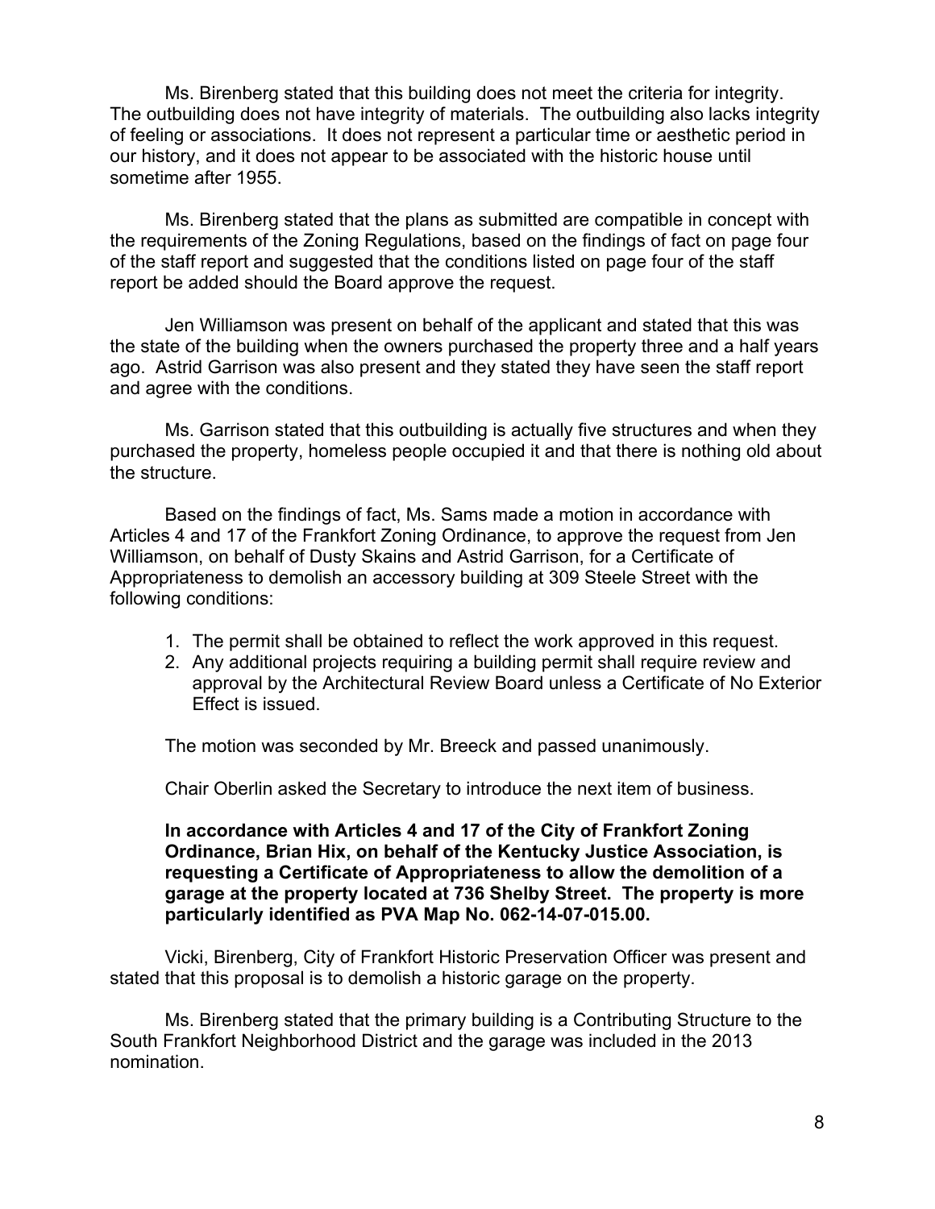Ms. Birenberg stated that this building does not meet the criteria for integrity. The outbuilding does not have integrity of materials. The outbuilding also lacks integrity of feeling or associations. It does not represent a particular time or aesthetic period in our history, and it does not appear to be associated with the historic house until sometime after 1955.

Ms. Birenberg stated that the plans as submitted are compatible in concept with the requirements of the Zoning Regulations, based on the findings of fact on page four of the staff report and suggested that the conditions listed on page four of the staff report be added should the Board approve the request.

Jen Williamson was present on behalf of the applicant and stated that this was the state of the building when the owners purchased the property three and a half years ago. Astrid Garrison was also present and they stated they have seen the staff report and agree with the conditions.

Ms. Garrison stated that this outbuilding is actually five structures and when they purchased the property, homeless people occupied it and that there is nothing old about the structure.

Based on the findings of fact, Ms. Sams made a motion in accordance with Articles 4 and 17 of the Frankfort Zoning Ordinance, to approve the request from Jen Williamson, on behalf of Dusty Skains and Astrid Garrison, for a Certificate of Appropriateness to demolish an accessory building at 309 Steele Street with the following conditions:

1. The permit shall be obtained to reflect the work approved in this request.
2. Any additional projects requiring a building permit shall require review and approval by the Architectural Review Board unless a Certificate of No Exterior Effect is issued.

The motion was seconded by Mr. Breeck and passed unanimously.

Chair Oberlin asked the Secretary to introduce the next item of business.

**In accordance with Articles 4 and 17 of the City of Frankfort Zoning Ordinance, Brian Hix, on behalf of the Kentucky Justice Association, is requesting a Certificate of Appropriateness to allow the demolition of a garage at the property located at 736 Shelby Street. The property is more particularly identified as PVA Map No. 062-14-07-015.00.**

Vicki, Birenberg, City of Frankfort Historic Preservation Officer was present and stated that this proposal is to demolish a historic garage on the property.

Ms. Birenberg stated that the primary building is a Contributing Structure to the South Frankfort Neighborhood District and the garage was included in the 2013 nomination.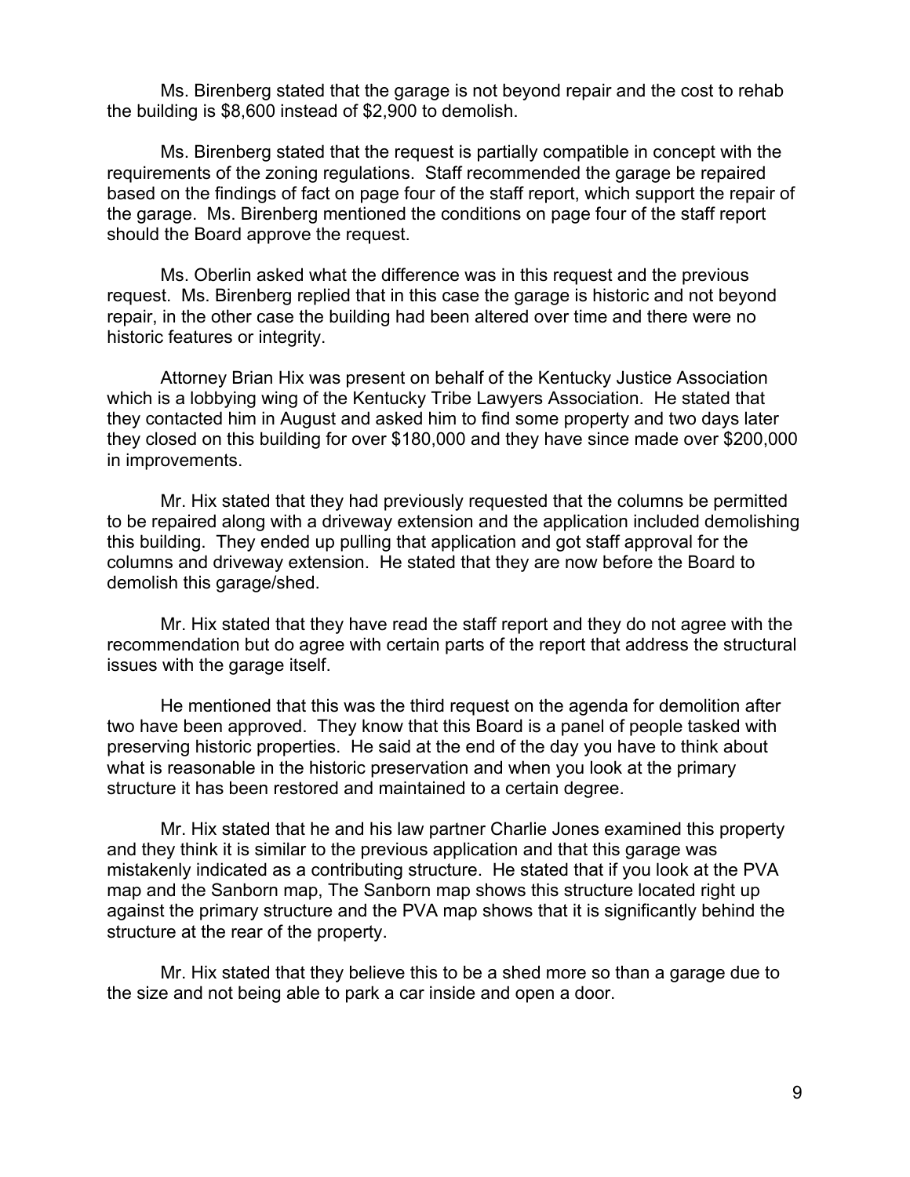Ms. Birenberg stated that the garage is not beyond repair and the cost to rehab the building is $8,600 instead of $2,900 to demolish.

Ms. Birenberg stated that the request is partially compatible in concept with the requirements of the zoning regulations. Staff recommended the garage be repaired based on the findings of fact on page four of the staff report, which support the repair of the garage. Ms. Birenberg mentioned the conditions on page four of the staff report should the Board approve the request.

Ms. Oberlin asked what the difference was in this request and the previous request. Ms. Birenberg replied that in this case the garage is historic and not beyond repair, in the other case the building had been altered over time and there were no historic features or integrity.

Attorney Brian Hix was present on behalf of the Kentucky Justice Association which is a lobbying wing of the Kentucky Tribe Lawyers Association. He stated that they contacted him in August and asked him to find some property and two days later they closed on this building for over $180,000 and they have since made over $200,000 in improvements.

Mr. Hix stated that they had previously requested that the columns be permitted to be repaired along with a driveway extension and the application included demolishing this building. They ended up pulling that application and got staff approval for the columns and driveway extension. He stated that they are now before the Board to demolish this garage/shed.

Mr. Hix stated that they have read the staff report and they do not agree with the recommendation but do agree with certain parts of the report that address the structural issues with the garage itself.

He mentioned that this was the third request on the agenda for demolition after two have been approved. They know that this Board is a panel of people tasked with preserving historic properties. He said at the end of the day you have to think about what is reasonable in the historic preservation and when you look at the primary structure it has been restored and maintained to a certain degree.

Mr. Hix stated that he and his law partner Charlie Jones examined this property and they think it is similar to the previous application and that this garage was mistakenly indicated as a contributing structure. He stated that if you look at the PVA map and the Sanborn map, The Sanborn map shows this structure located right up against the primary structure and the PVA map shows that it is significantly behind the structure at the rear of the property.

Mr. Hix stated that they believe this to be a shed more so than a garage due to the size and not being able to park a car inside and open a door.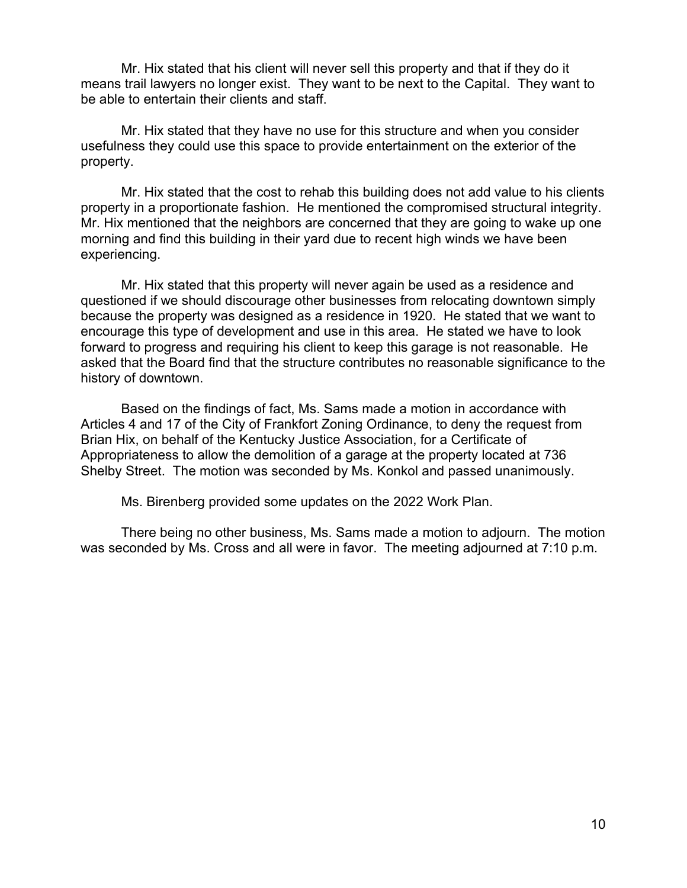Mr. Hix stated that his client will never sell this property and that if they do it means trail lawyers no longer exist. They want to be next to the Capital. They want to be able to entertain their clients and staff.

Mr. Hix stated that they have no use for this structure and when you consider usefulness they could use this space to provide entertainment on the exterior of the property.

Mr. Hix stated that the cost to rehab this building does not add value to his clients property in a proportionate fashion. He mentioned the compromised structural integrity. Mr. Hix mentioned that the neighbors are concerned that they are going to wake up one morning and find this building in their yard due to recent high winds we have been experiencing.

Mr. Hix stated that this property will never again be used as a residence and questioned if we should discourage other businesses from relocating downtown simply because the property was designed as a residence in 1920. He stated that we want to encourage this type of development and use in this area. He stated we have to look forward to progress and requiring his client to keep this garage is not reasonable. He asked that the Board find that the structure contributes no reasonable significance to the history of downtown.

Based on the findings of fact, Ms. Sams made a motion in accordance with Articles 4 and 17 of the City of Frankfort Zoning Ordinance, to deny the request from Brian Hix, on behalf of the Kentucky Justice Association, for a Certificate of Appropriateness to allow the demolition of a garage at the property located at 736 Shelby Street. The motion was seconded by Ms. Konkol and passed unanimously.

Ms. Birenberg provided some updates on the 2022 Work Plan.

There being no other business, Ms. Sams made a motion to adjourn. The motion was seconded by Ms. Cross and all were in favor. The meeting adjourned at 7:10 p.m.